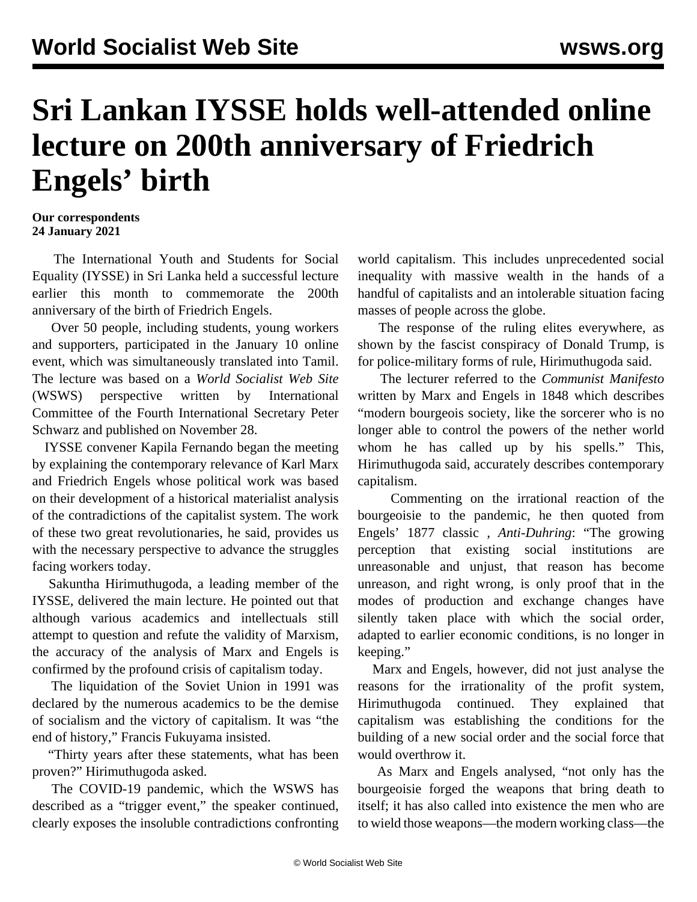# Sri Lankan IYSSE holds well-attended online lecture on 200th anniversary of Friedrich Engels' birth

**Our correspondents**
**24 January 2021**

The International Youth and Students for Social Equality (IYSSE) in Sri Lanka held a successful lecture earlier this month to commemorate the 200th anniversary of the birth of Friedrich Engels.

Over 50 people, including students, young workers and supporters, participated in the January 10 online event, which was simultaneously translated into Tamil. The lecture was based on a *World Socialist Web Site* (WSWS) perspective written by International Committee of the Fourth International Secretary Peter Schwarz and published on November 28.

IYSSE convener Kapila Fernando began the meeting by explaining the contemporary relevance of Karl Marx and Friedrich Engels whose political work was based on their development of a historical materialist analysis of the contradictions of the capitalist system. The work of these two great revolutionaries, he said, provides us with the necessary perspective to advance the struggles facing workers today.

Sakuntha Hirimuthugoda, a leading member of the IYSSE, delivered the main lecture. He pointed out that although various academics and intellectuals still attempt to question and refute the validity of Marxism, the accuracy of the analysis of Marx and Engels is confirmed by the profound crisis of capitalism today.

The liquidation of the Soviet Union in 1991 was declared by the numerous academics to be the demise of socialism and the victory of capitalism. It was "the end of history," Francis Fukuyama insisted.

"Thirty years after these statements, what has been proven?" Hirimuthugoda asked.

The COVID-19 pandemic, which the WSWS has described as a "trigger event," the speaker continued, clearly exposes the insoluble contradictions confronting world capitalism. This includes unprecedented social inequality with massive wealth in the hands of a handful of capitalists and an intolerable situation facing masses of people across the globe.

The response of the ruling elites everywhere, as shown by the fascist conspiracy of Donald Trump, is for police-military forms of rule, Hirimuthugoda said.

The lecturer referred to the *Communist Manifesto* written by Marx and Engels in 1848 which describes "modern bourgeois society, like the sorcerer who is no longer able to control the powers of the nether world whom he has called up by his spells." This, Hirimuthugoda said, accurately describes contemporary capitalism.

Commenting on the irrational reaction of the bourgeoisie to the pandemic, he then quoted from Engels' 1877 classic , *Anti-Duhring*: "The growing perception that existing social institutions are unreasonable and unjust, that reason has become unreason, and right wrong, is only proof that in the modes of production and exchange changes have silently taken place with which the social order, adapted to earlier economic conditions, is no longer in keeping."

Marx and Engels, however, did not just analyse the reasons for the irrationality of the profit system, Hirimuthugoda continued. They explained that capitalism was establishing the conditions for the building of a new social order and the social force that would overthrow it.

As Marx and Engels analysed, "not only has the bourgeoisie forged the weapons that bring death to itself; it has also called into existence the men who are to wield those weapons—the modern working class—the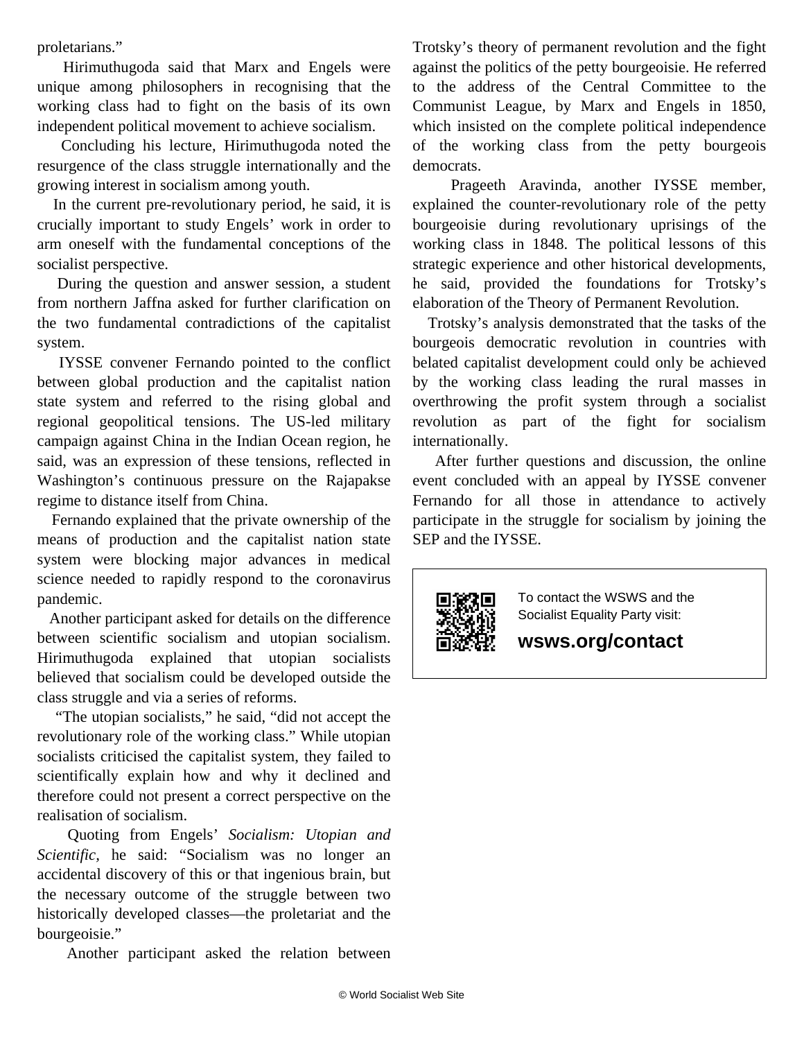proletarians."

Hirimuthugoda said that Marx and Engels were unique among philosophers in recognising that the working class had to fight on the basis of its own independent political movement to achieve socialism.

Concluding his lecture, Hirimuthugoda noted the resurgence of the class struggle internationally and the growing interest in socialism among youth.

In the current pre-revolutionary period, he said, it is crucially important to study Engels' work in order to arm oneself with the fundamental conceptions of the socialist perspective.

During the question and answer session, a student from northern Jaffna asked for further clarification on the two fundamental contradictions of the capitalist system.

IYSSE convener Fernando pointed to the conflict between global production and the capitalist nation state system and referred to the rising global and regional geopolitical tensions. The US-led military campaign against China in the Indian Ocean region, he said, was an expression of these tensions, reflected in Washington's continuous pressure on the Rajapakse regime to distance itself from China.

Fernando explained that the private ownership of the means of production and the capitalist nation state system were blocking major advances in medical science needed to rapidly respond to the coronavirus pandemic.

Another participant asked for details on the difference between scientific socialism and utopian socialism. Hirimuthugoda explained that utopian socialists believed that socialism could be developed outside the class struggle and via a series of reforms.

"The utopian socialists," he said, "did not accept the revolutionary role of the working class." While utopian socialists criticised the capitalist system, they failed to scientifically explain how and why it declined and therefore could not present a correct perspective on the realisation of socialism.

Quoting from Engels' *Socialism: Utopian and Scientific*, he said: "Socialism was no longer an accidental discovery of this or that ingenious brain, but the necessary outcome of the struggle between two historically developed classes—the proletariat and the bourgeoisie."

Another participant asked the relation between Trotsky's theory of permanent revolution and the fight against the politics of the petty bourgeoisie. He referred to the address of the Central Committee to the Communist League, by Marx and Engels in 1850, which insisted on the complete political independence of the working class from the petty bourgeois democrats.

Prageeth Aravinda, another IYSSE member, explained the counter-revolutionary role of the petty bourgeoisie during revolutionary uprisings of the working class in 1848. The political lessons of this strategic experience and other historical developments, he said, provided the foundations for Trotsky's elaboration of the Theory of Permanent Revolution.

Trotsky's analysis demonstrated that the tasks of the bourgeois democratic revolution in countries with belated capitalist development could only be achieved by the working class leading the rural masses in overthrowing the profit system through a socialist revolution as part of the fight for socialism internationally.

After further questions and discussion, the online event concluded with an appeal by IYSSE convener Fernando for all those in attendance to actively participate in the struggle for socialism by joining the SEP and the IYSSE.

To contact the WSWS and the Socialist Equality Party visit:

**wsws.org/contact**